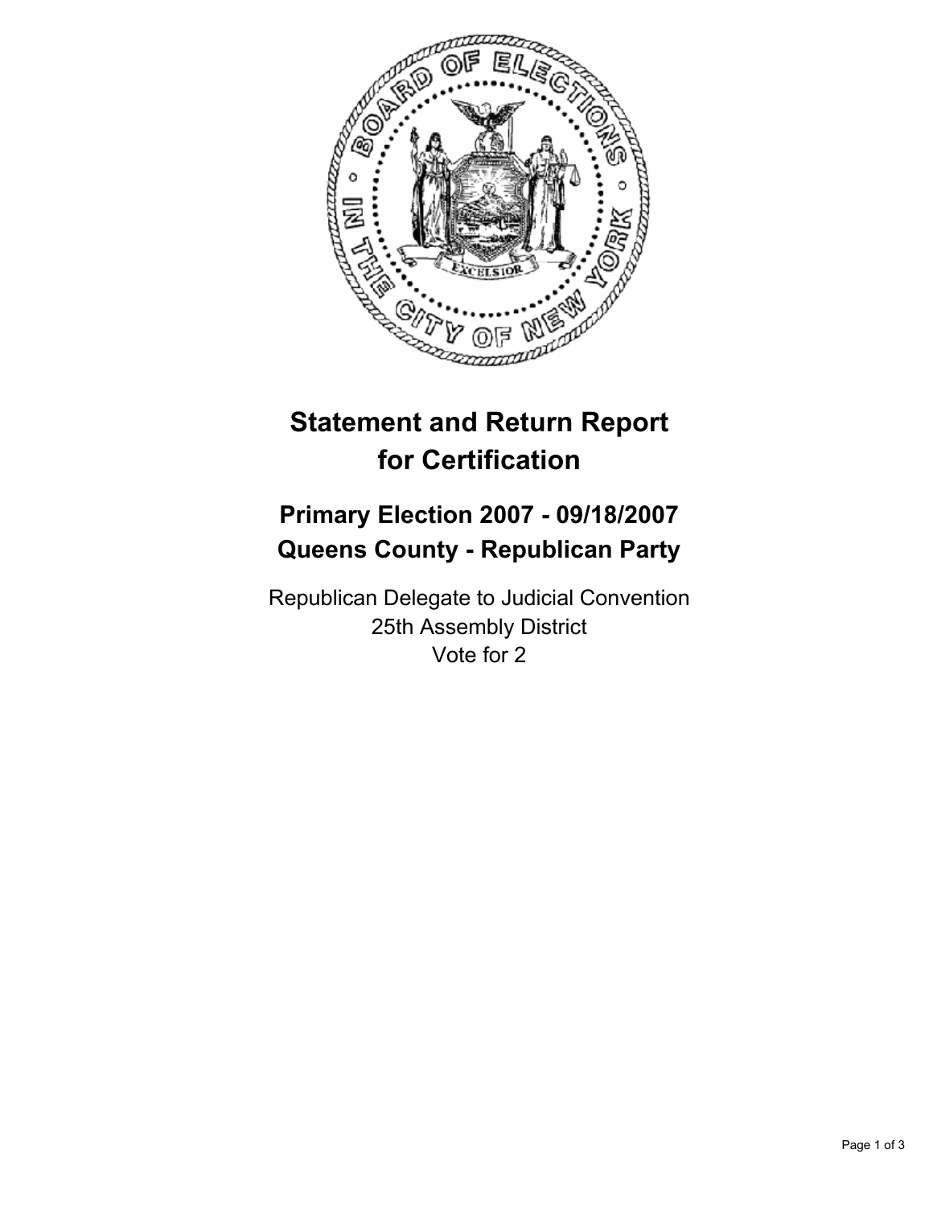# Statement and Return Report for Certification

## Primary Election 2007 - 09/18/2007
## Queens County - Republican Party

Republican Delegate to Judicial Convention
25th Assembly District
Vote for 2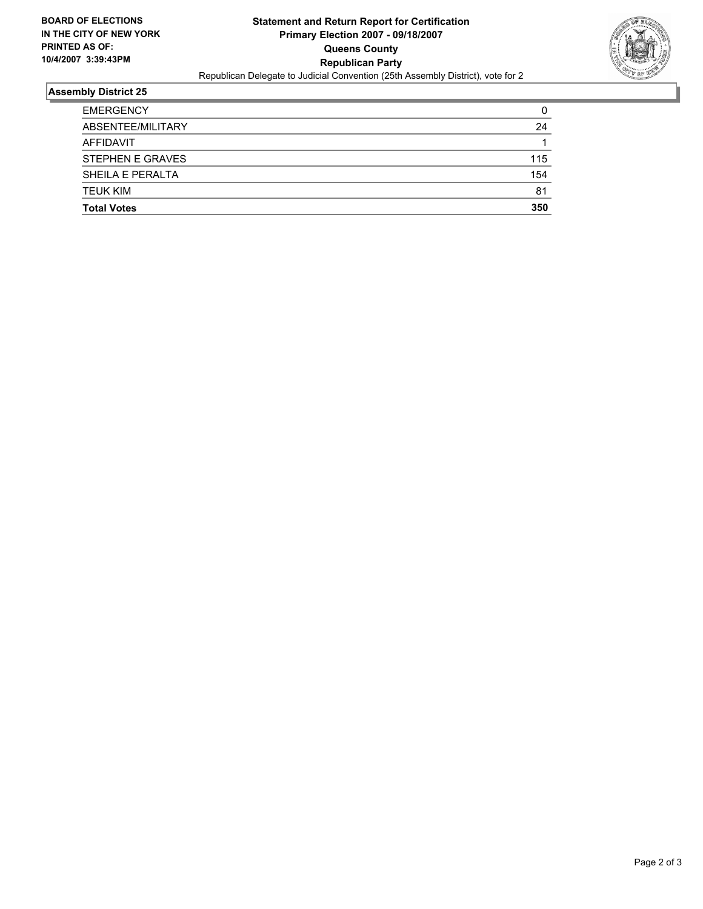**BOARD OF ELECTIONS IN THE CITY OF NEW YORK PRINTED AS OF: 10/4/2007 3:39:43PM**

**Statement and Return Report for Certification**
**Primary Election 2007 - 09/18/2007**
**Queens County**
**Republican Party**
Republican Delegate to Judicial Convention (25th Assembly District), vote for 2

## Assembly District 25

| | |
|---|---|
| EMERGENCY | 0 |
| ABSENTEE/MILITARY | 24 |
| AFFIDAVIT | 1 |
| STEPHEN E GRAVES | 115 |
| SHEILA E PERALTA | 154 |
| TEUK KIM | 81 |
| **Total Votes** | **350** |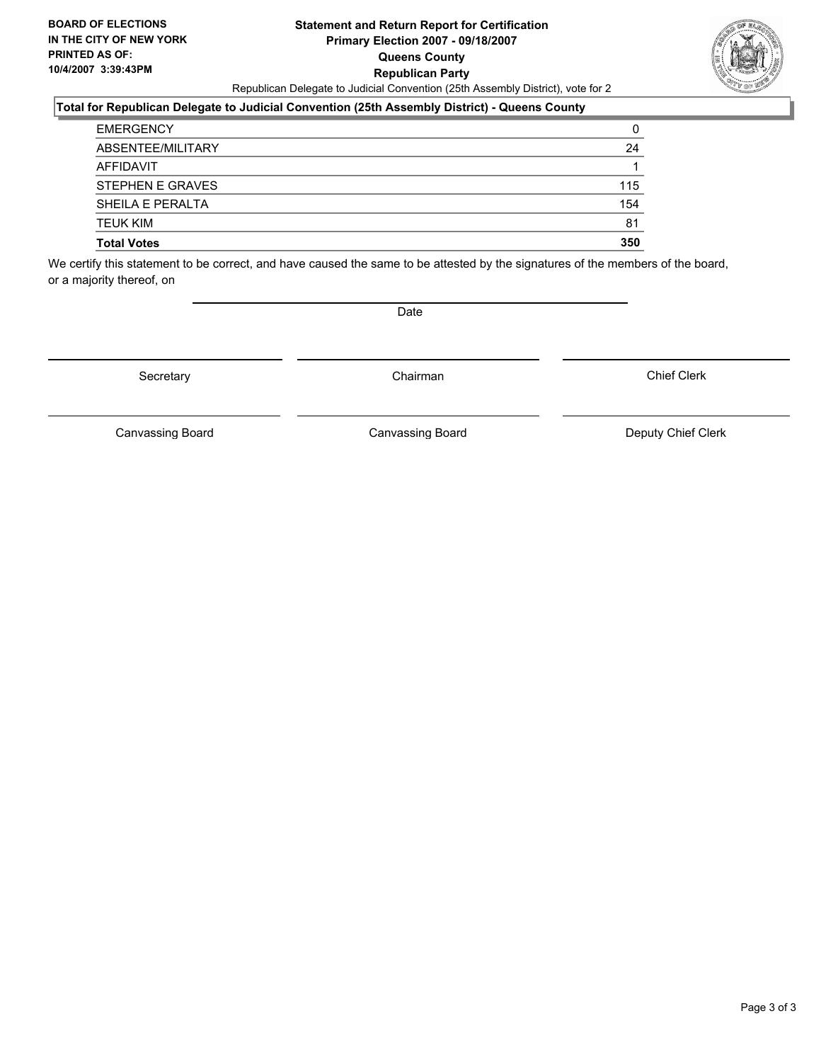**BOARD OF ELECTIONS IN THE CITY OF NEW YORK PRINTED AS OF: 10/4/2007 3:39:43PM**

**Statement and Return Report for Certification**
**Primary Election 2007 - 09/18/2007**
**Queens County**
**Republican Party**

Republican Delegate to Judicial Convention (25th Assembly District), vote for 2

**Total for Republican Delegate to Judicial Convention (25th Assembly District) - Queens County**

| | |
|---|---|
| EMERGENCY | 0 |
| ABSENTEE/MILITARY | 24 |
| AFFIDAVIT | 1 |
| STEPHEN E GRAVES | 115 |
| SHEILA E PERALTA | 154 |
| TEUK KIM | 81 |
| **Total Votes** | **350** |

We certify this statement to be correct, and have caused the same to be attested by the signatures of the members of the board, or a majority thereof, on

Date

Secretary

Chairman

Chief Clerk

Canvassing Board

Canvassing Board

Deputy Chief Clerk